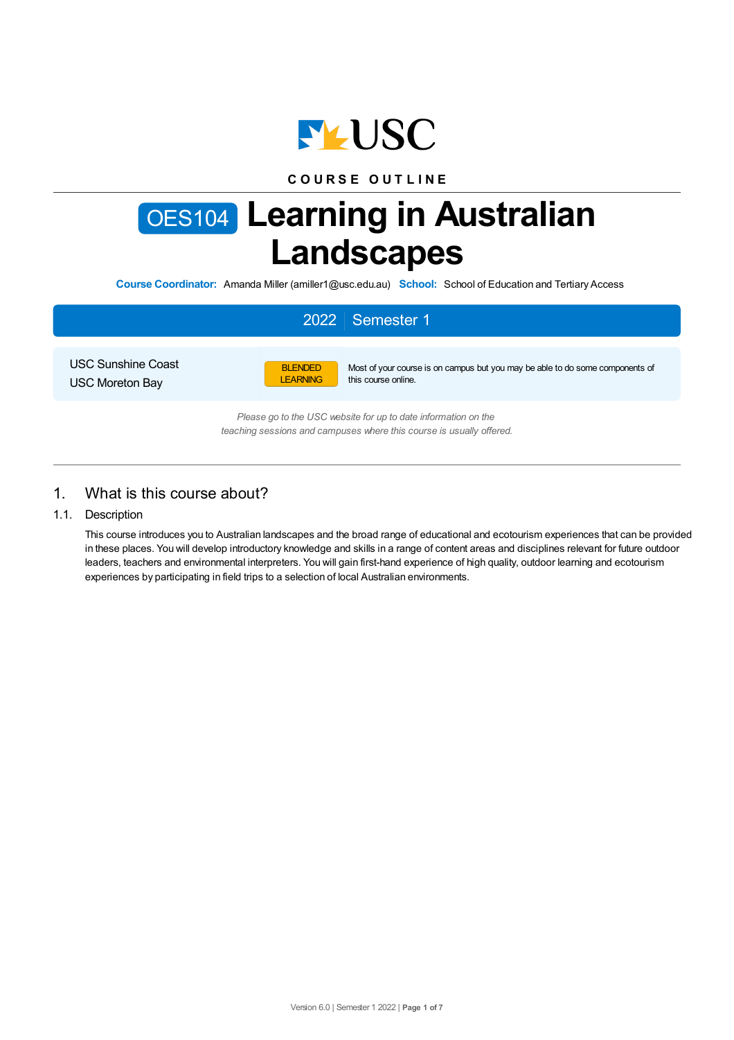COURSE OUTLINE

# OES104 Learning in Australian Landscapes

**Course Coordinator:** Amanda Miller (amiller1@usc.edu.au) **School:** School of Education and Tertiary Access

2022 | Semester 1

USC Sunshine Coast
USC Moreton Bay

BLENDED LEARNING — Most of your course is on campus but you may be able to do some components of this course online.

*Please go to the USC website for up to date information on the teaching sessions and campuses where this course is usually offered.*

## 1. What is this course about?

### 1.1. Description

This course introduces you to Australian landscapes and the broad range of educational and ecotourism experiences that can be provided in these places. You will develop introductory knowledge and skills in a range of content areas and disciplines relevant for future outdoor leaders, teachers and environmental interpreters. You will gain first-hand experience of high quality, outdoor learning and ecotourism experiences by participating in field trips to a selection of local Australian environments.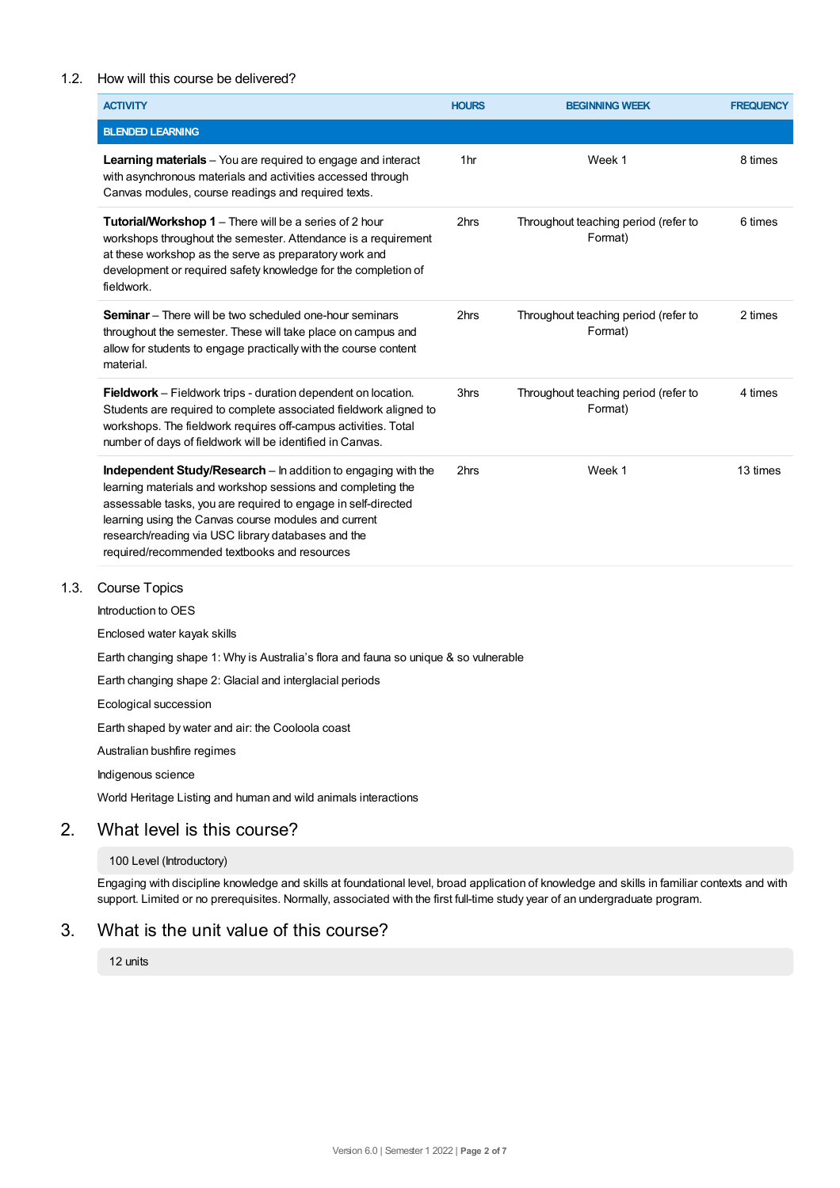### 1.2. How will this course be delivered?

| ACTIVITY | HOURS | BEGINNING WEEK | FREQUENCY |
|---|---|---|---|
| **BLENDED LEARNING** | | | |
| **Learning materials** – You are required to engage and interact with asynchronous materials and activities accessed through Canvas modules, course readings and required texts. | 1hr | Week 1 | 8 times |
| **Tutorial/Workshop 1** – There will be a series of 2 hour workshops throughout the semester. Attendance is a requirement at these workshop as the serve as preparatory work and development or required safety knowledge for the completion of fieldwork. | 2hrs | Throughout teaching period (refer to Format) | 6 times |
| **Seminar** – There will be two scheduled one-hour seminars throughout the semester. These will take place on campus and allow for students to engage practically with the course content material. | 2hrs | Throughout teaching period (refer to Format) | 2 times |
| **Fieldwork** – Fieldwork trips - duration dependent on location. Students are required to complete associated fieldwork aligned to workshops. The fieldwork requires off-campus activities. Total number of days of fieldwork will be identified in Canvas. | 3hrs | Throughout teaching period (refer to Format) | 4 times |
| **Independent Study/Research** – In addition to engaging with the learning materials and workshop sessions and completing the assessable tasks, you are required to engage in self-directed learning using the Canvas course modules and current research/reading via USC library databases and the required/recommended textbooks and resources | 2hrs | Week 1 | 13 times |

### 1.3. Course Topics

Introduction to OES

Enclosed water kayak skills

Earth changing shape 1: Why is Australia's flora and fauna so unique & so vulnerable

Earth changing shape 2: Glacial and interglacial periods

Ecological succession

Earth shaped by water and air: the Cooloola coast

Australian bushfire regimes

Indigenous science

World Heritage Listing and human and wild animals interactions

## 2. What level is this course?

100 Level (Introductory)

Engaging with discipline knowledge and skills at foundational level, broad application of knowledge and skills in familiar contexts and with support. Limited or no prerequisites. Normally, associated with the first full-time study year of an undergraduate program.

## 3. What is the unit value of this course?

12 units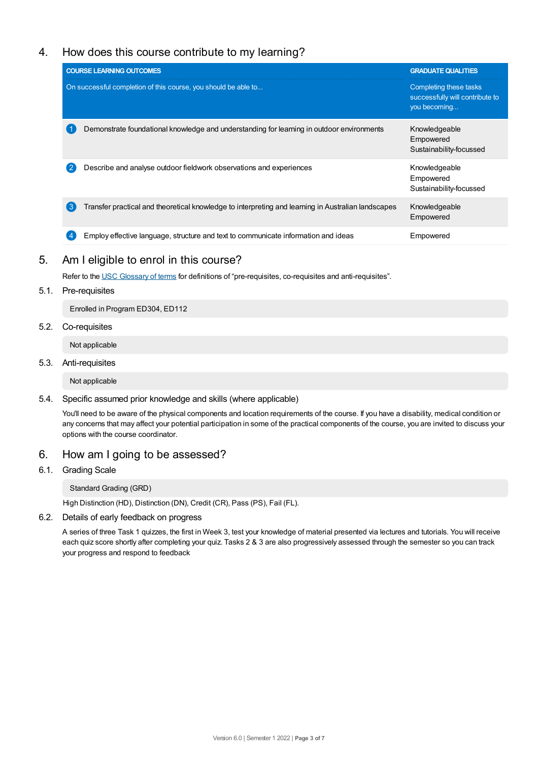## 4. How does this course contribute to my learning?

| COURSE LEARNING OUTCOMES<br>On successful completion of this course, you should be able to... | GRADUATE QUALITIES<br>Completing these tasks successfully will contribute to you becoming... |
|---|---|
| 1 Demonstrate foundational knowledge and understanding for learning in outdoor environments | Knowledgeable<br>Empowered<br>Sustainability-focussed |
| 2 Describe and analyse outdoor fieldwork observations and experiences | Knowledgeable<br>Empowered<br>Sustainability-focussed |
| 3 Transfer practical and theoretical knowledge to interpreting and learning in Australian landscapes | Knowledgeable<br>Empowered |
| 4 Employ effective language, structure and text to communicate information and ideas | Empowered |

## 5. Am I eligible to enrol in this course?

Refer to the USC Glossary of terms for definitions of "pre-requisites, co-requisites and anti-requisites".

### 5.1. Pre-requisites

Enrolled in Program ED304, ED112

### 5.2. Co-requisites

Not applicable

### 5.3. Anti-requisites

Not applicable

### 5.4. Specific assumed prior knowledge and skills (where applicable)

You'll need to be aware of the physical components and location requirements of the course. If you have a disability, medical condition or any concerns that may affect your potential participation in some of the practical components of the course, you are invited to discuss your options with the course coordinator.

## 6. How am I going to be assessed?

### 6.1. Grading Scale

Standard Grading (GRD)

High Distinction (HD), Distinction (DN), Credit (CR), Pass (PS), Fail (FL).

### 6.2. Details of early feedback on progress

A series of three Task 1 quizzes, the first in Week 3, test your knowledge of material presented via lectures and tutorials. You will receive each quiz score shortly after completing your quiz. Tasks 2 & 3 are also progressively assessed through the semester so you can track your progress and respond to feedback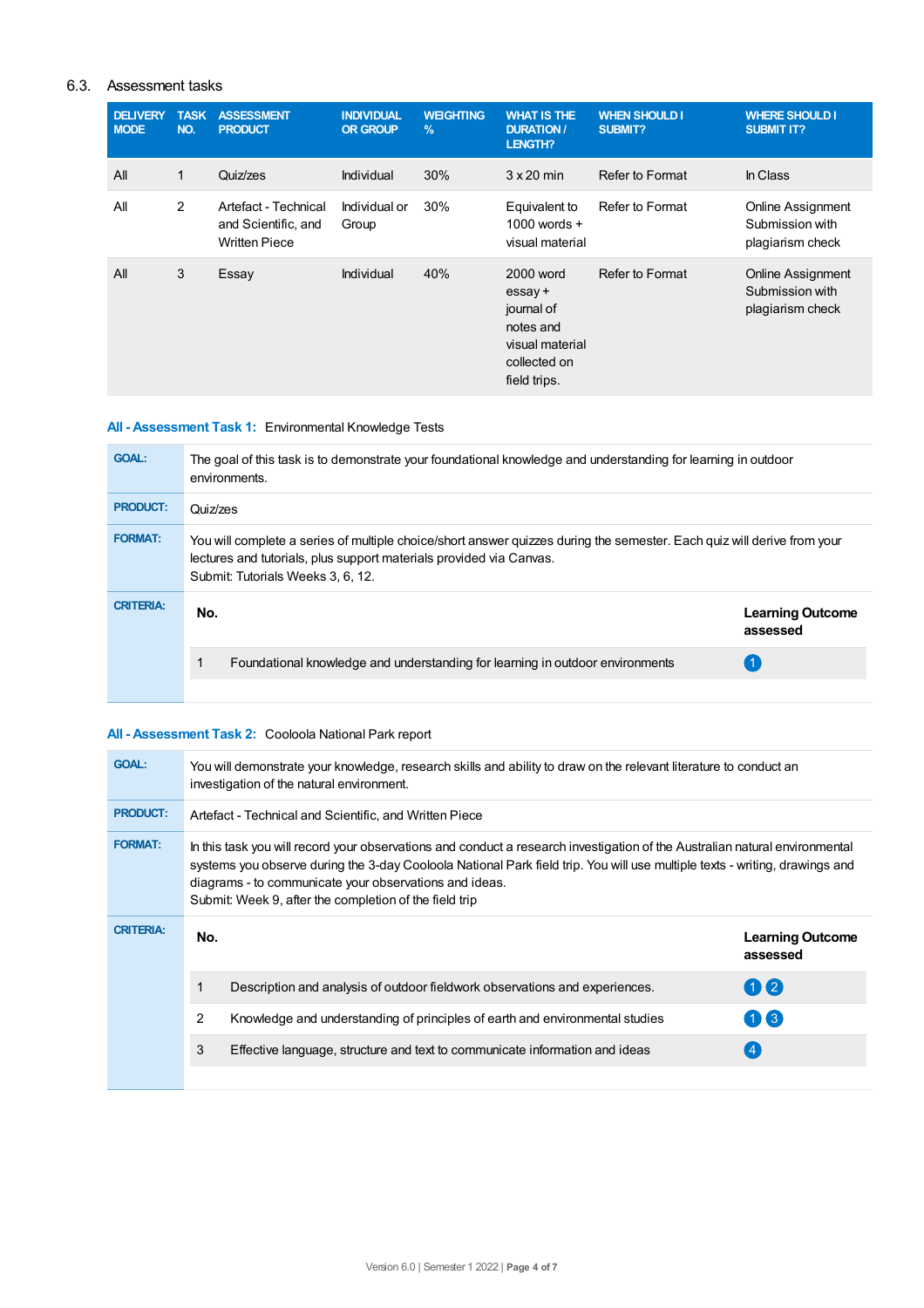## 6.3. Assessment tasks

| DELIVERY MODE | TASK NO. | ASSESSMENT PRODUCT | INDIVIDUAL OR GROUP | WEIGHTING % | WHAT IS THE DURATION / LENGTH? | WHEN SHOULD I SUBMIT? | WHERE SHOULD I SUBMIT IT? |
|---|---|---|---|---|---|---|---|
| All | 1 | Quiz/zes | Individual | 30% | 3 x 20 min | Refer to Format | In Class |
| All | 2 | Artefact - Technical and Scientific, and Written Piece | Individual or Group | 30% | Equivalent to 1000 words + visual material | Refer to Format | Online Assignment Submission with plagiarism check |
| All | 3 | Essay | Individual | 40% | 2000 word essay + journal of notes and visual material collected on field trips. | Refer to Format | Online Assignment Submission with plagiarism check |

### All - Assessment Task 1: Environmental Knowledge Tests

| | |
|---|---|
| **GOAL:** | The goal of this task is to demonstrate your foundational knowledge and understanding for learning in outdoor environments. |
| **PRODUCT:** | Quiz/zes |
| **FORMAT:** | You will complete a series of multiple choice/short answer quizzes during the semester. Each quiz will derive from your lectures and tutorials, plus support materials provided via Canvas.<br>Submit: Tutorials Weeks 3, 6, 12. |

**CRITERIA:**

| No. | | Learning Outcome assessed |
|---|---|---|
| 1 | Foundational knowledge and understanding for learning in outdoor environments | 1 |

### All - Assessment Task 2: Cooloola National Park report

| | |
|---|---|
| **GOAL:** | You will demonstrate your knowledge, research skills and ability to draw on the relevant literature to conduct an investigation of the natural environment. |
| **PRODUCT:** | Artefact - Technical and Scientific, and Written Piece |
| **FORMAT:** | In this task you will record your observations and conduct a research investigation of the Australian natural environmental systems you observe during the 3-day Cooloola National Park field trip. You will use multiple texts - writing, drawings and diagrams - to communicate your observations and ideas.<br>Submit: Week 9, after the completion of the field trip |

**CRITERIA:**

| No. | | Learning Outcome assessed |
|---|---|---|
| 1 | Description and analysis of outdoor fieldwork observations and experiences. | 1 2 |
| 2 | Knowledge and understanding of principles of earth and environmental studies | 1 3 |
| 3 | Effective language, structure and text to communicate information and ideas | 4 |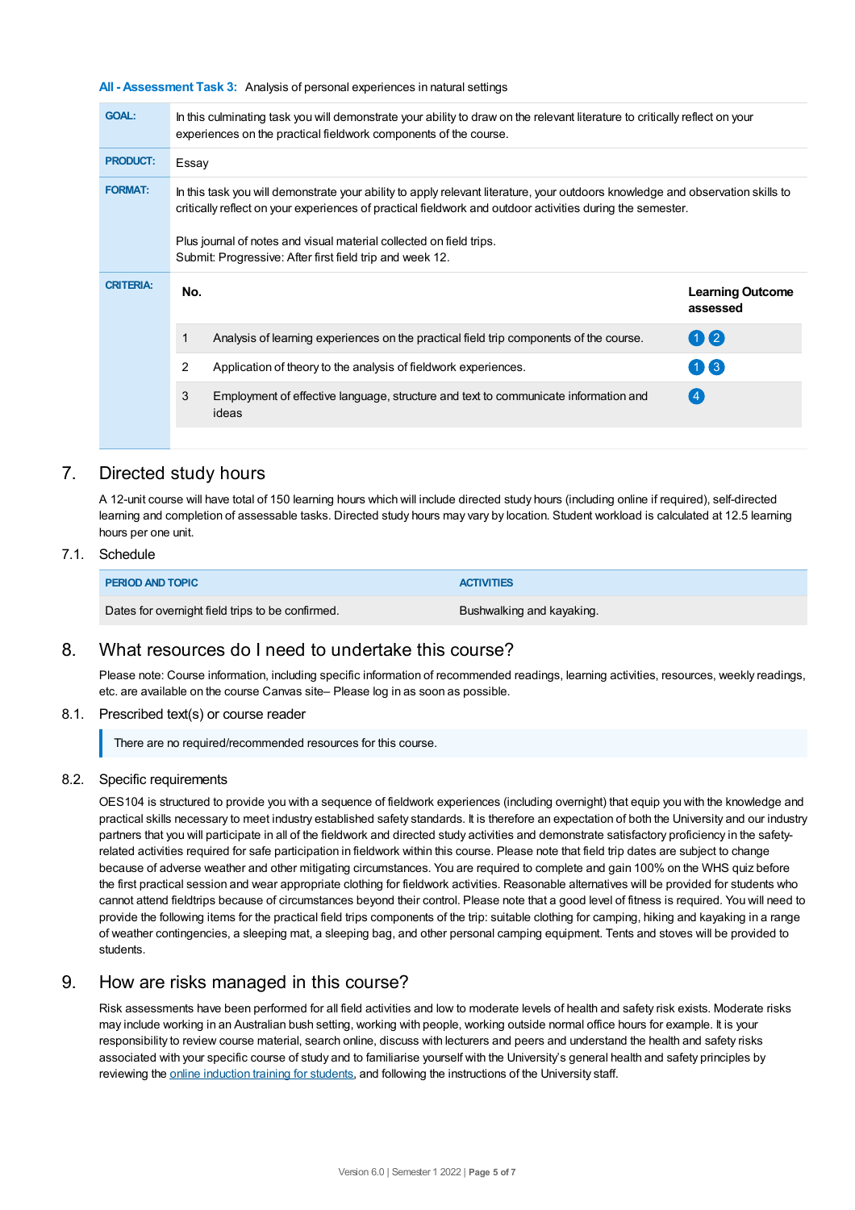**All - Assessment Task 3:** Analysis of personal experiences in natural settings

| | |
|---|---|
| **GOAL:** | In this culminating task you will demonstrate your ability to draw on the relevant literature to critically reflect on your experiences on the practical fieldwork components of the course. |
| **PRODUCT:** | Essay |
| **FORMAT:** | In this task you will demonstrate your ability to apply relevant literature, your outdoors knowledge and observation skills to critically reflect on your experiences of practical fieldwork and outdoor activities during the semester.<br><br>Plus journal of notes and visual material collected on field trips.<br>Submit: Progressive: After first field trip and week 12. |

**CRITERIA:**

| No. | | Learning Outcome assessed |
|---|---|---|
| 1 | Analysis of learning experiences on the practical field trip components of the course. | 1 2 |
| 2 | Application of theory to the analysis of fieldwork experiences. | 1 3 |
| 3 | Employment of effective language, structure and text to communicate information and ideas | 4 |

## 7. Directed study hours

A 12-unit course will have total of 150 learning hours which will include directed study hours (including online if required), self-directed learning and completion of assessable tasks. Directed study hours may vary by location. Student workload is calculated at 12.5 learning hours per one unit.

### 7.1. Schedule

| PERIOD AND TOPIC | ACTIVITIES |
|---|---|
| Dates for overnight field trips to be confirmed. | Bushwalking and kayaking. |

## 8. What resources do I need to undertake this course?

Please note: Course information, including specific information of recommended readings, learning activities, resources, weekly readings, etc. are available on the course Canvas site– Please log in as soon as possible.

### 8.1. Prescribed text(s) or course reader

There are no required/recommended resources for this course.

### 8.2. Specific requirements

OES104 is structured to provide you with a sequence of fieldwork experiences (including overnight) that equip you with the knowledge and practical skills necessary to meet industry established safety standards. It is therefore an expectation of both the University and our industry partners that you will participate in all of the fieldwork and directed study activities and demonstrate satisfactory proficiency in the safety-related activities required for safe participation in fieldwork within this course. Please note that field trip dates are subject to change because of adverse weather and other mitigating circumstances. You are required to complete and gain 100% on the WHS quiz before the first practical session and wear appropriate clothing for fieldwork activities. Reasonable alternatives will be provided for students who cannot attend fieldtrips because of circumstances beyond their control. Please note that a good level of fitness is required. You will need to provide the following items for the practical field trips components of the trip: suitable clothing for camping, hiking and kayaking in a range of weather contingencies, a sleeping mat, a sleeping bag, and other personal camping equipment. Tents and stoves will be provided to students.

## 9. How are risks managed in this course?

Risk assessments have been performed for all field activities and low to moderate levels of health and safety risk exists. Moderate risks may include working in an Australian bush setting, working with people, working outside normal office hours for example. It is your responsibility to review course material, search online, discuss with lecturers and peers and understand the health and safety risks associated with your specific course of study and to familiarise yourself with the University's general health and safety principles by reviewing the online induction training for students, and following the instructions of the University staff.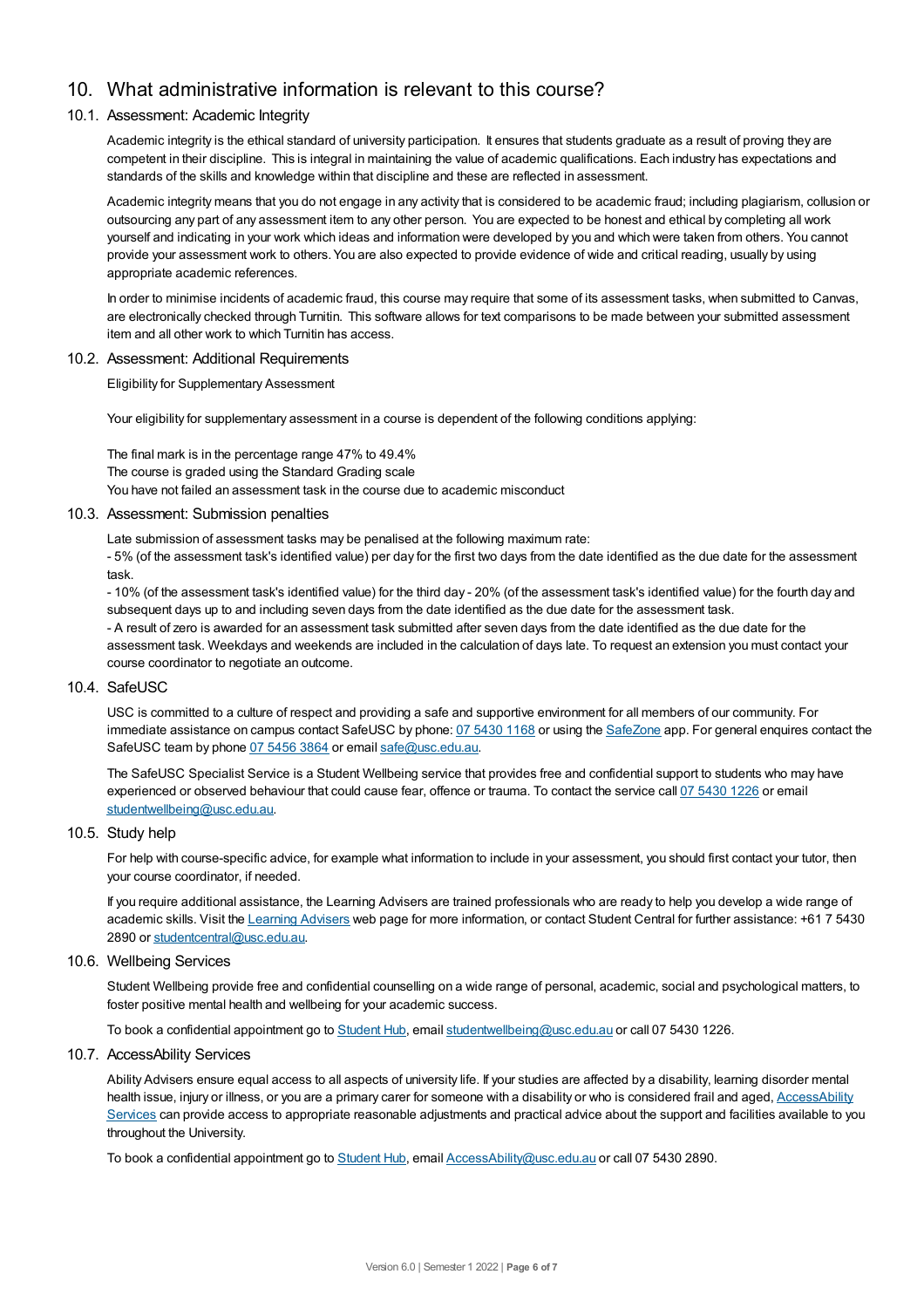## 10. What administrative information is relevant to this course?

### 10.1. Assessment: Academic Integrity

Academic integrity is the ethical standard of university participation. It ensures that students graduate as a result of proving they are competent in their discipline. This is integral in maintaining the value of academic qualifications. Each industry has expectations and standards of the skills and knowledge within that discipline and these are reflected in assessment.

Academic integrity means that you do not engage in any activity that is considered to be academic fraud; including plagiarism, collusion or outsourcing any part of any assessment item to any other person. You are expected to be honest and ethical by completing all work yourself and indicating in your work which ideas and information were developed by you and which were taken from others. You cannot provide your assessment work to others. You are also expected to provide evidence of wide and critical reading, usually by using appropriate academic references.

In order to minimise incidents of academic fraud, this course may require that some of its assessment tasks, when submitted to Canvas, are electronically checked through Turnitin. This software allows for text comparisons to be made between your submitted assessment item and all other work to which Turnitin has access.

### 10.2. Assessment: Additional Requirements

Eligibility for Supplementary Assessment

Your eligibility for supplementary assessment in a course is dependent of the following conditions applying:

The final mark is in the percentage range 47% to 49.4%
The course is graded using the Standard Grading scale
You have not failed an assessment task in the course due to academic misconduct

### 10.3. Assessment: Submission penalties

Late submission of assessment tasks may be penalised at the following maximum rate:
- 5% (of the assessment task's identified value) per day for the first two days from the date identified as the due date for the assessment task.
- 10% (of the assessment task's identified value) for the third day - 20% (of the assessment task's identified value) for the fourth day and subsequent days up to and including seven days from the date identified as the due date for the assessment task.
- A result of zero is awarded for an assessment task submitted after seven days from the date identified as the due date for the assessment task. Weekdays and weekends are included in the calculation of days late. To request an extension you must contact your course coordinator to negotiate an outcome.

### 10.4. SafeUSC

USC is committed to a culture of respect and providing a safe and supportive environment for all members of our community. For immediate assistance on campus contact SafeUSC by phone: 07 5430 1168 or using the SafeZone app. For general enquires contact the SafeUSC team by phone 07 5456 3864 or email safe@usc.edu.au.

The SafeUSC Specialist Service is a Student Wellbeing service that provides free and confidential support to students who may have experienced or observed behaviour that could cause fear, offence or trauma. To contact the service call 07 5430 1226 or email studentwellbeing@usc.edu.au.

### 10.5. Study help

For help with course-specific advice, for example what information to include in your assessment, you should first contact your tutor, then your course coordinator, if needed.

If you require additional assistance, the Learning Advisers are trained professionals who are ready to help you develop a wide range of academic skills. Visit the Learning Advisers web page for more information, or contact Student Central for further assistance: +61 7 5430 2890 or studentcentral@usc.edu.au.

### 10.6. Wellbeing Services

Student Wellbeing provide free and confidential counselling on a wide range of personal, academic, social and psychological matters, to foster positive mental health and wellbeing for your academic success.

To book a confidential appointment go to Student Hub, email studentwellbeing@usc.edu.au or call 07 5430 1226.

### 10.7. AccessAbility Services

Ability Advisers ensure equal access to all aspects of university life. If your studies are affected by a disability, learning disorder mental health issue, injury or illness, or you are a primary carer for someone with a disability or who is considered frail and aged, AccessAbility Services can provide access to appropriate reasonable adjustments and practical advice about the support and facilities available to you throughout the University.

To book a confidential appointment go to Student Hub, email AccessAbility@usc.edu.au or call 07 5430 2890.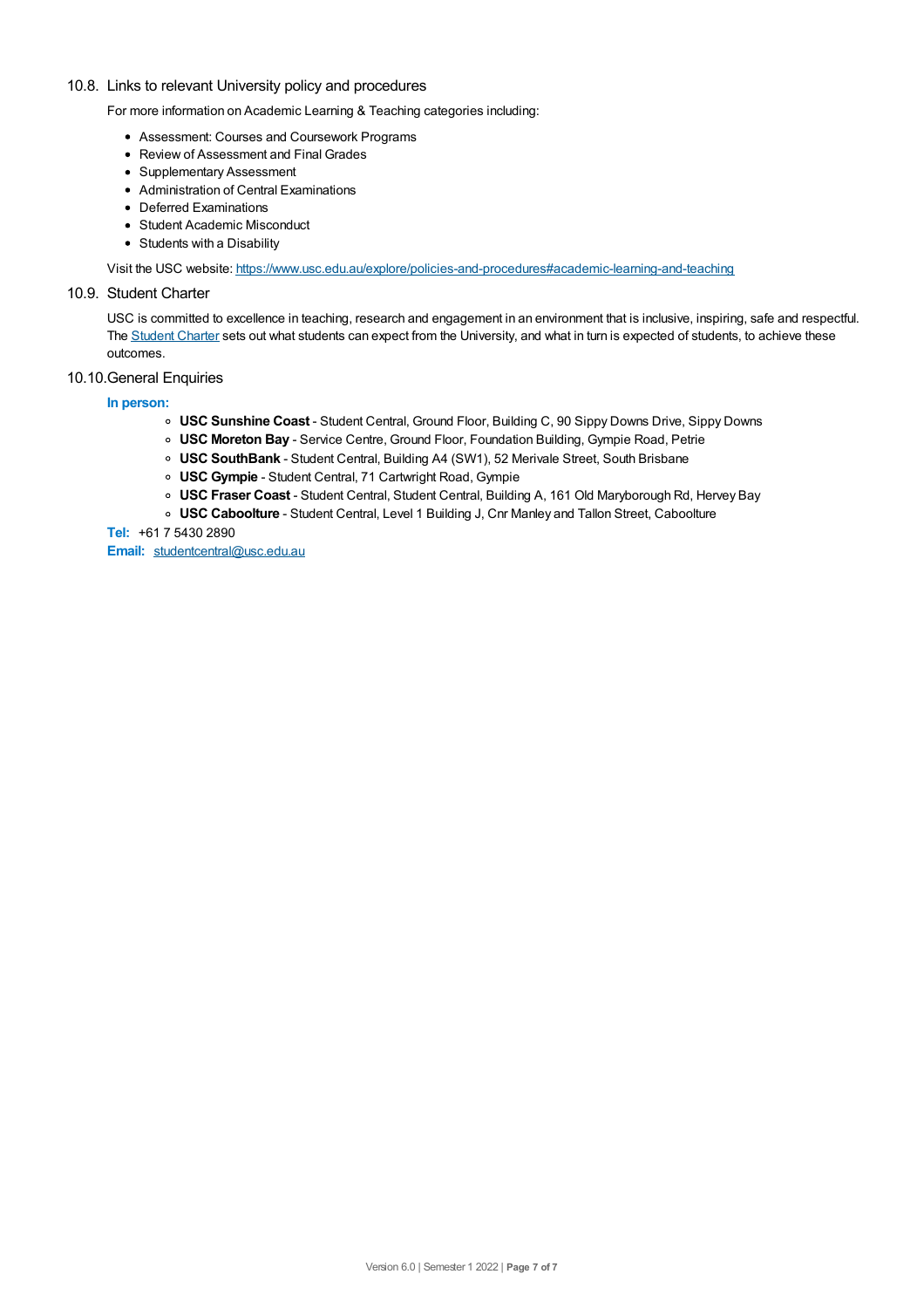### 10.8. Links to relevant University policy and procedures

For more information on Academic Learning & Teaching categories including:

- Assessment: Courses and Coursework Programs
- Review of Assessment and Final Grades
- Supplementary Assessment
- Administration of Central Examinations
- Deferred Examinations
- Student Academic Misconduct
- Students with a Disability

Visit the USC website: https://www.usc.edu.au/explore/policies-and-procedures#academic-learning-and-teaching

### 10.9. Student Charter

USC is committed to excellence in teaching, research and engagement in an environment that is inclusive, inspiring, safe and respectful. The Student Charter sets out what students can expect from the University, and what in turn is expected of students, to achieve these outcomes.

### 10.10. General Enquiries

**In person:**

- **USC Sunshine Coast** - Student Central, Ground Floor, Building C, 90 Sippy Downs Drive, Sippy Downs
- **USC Moreton Bay** - Service Centre, Ground Floor, Foundation Building, Gympie Road, Petrie
- **USC SouthBank** - Student Central, Building A4 (SW1), 52 Merivale Street, South Brisbane
- **USC Gympie** - Student Central, 71 Cartwright Road, Gympie
- **USC Fraser Coast** - Student Central, Student Central, Building A, 161 Old Maryborough Rd, Hervey Bay
- **USC Caboolture** - Student Central, Level 1 Building J, Cnr Manley and Tallon Street, Caboolture

**Tel:** +61 7 5430 2890

**Email:** studentcentral@usc.edu.au